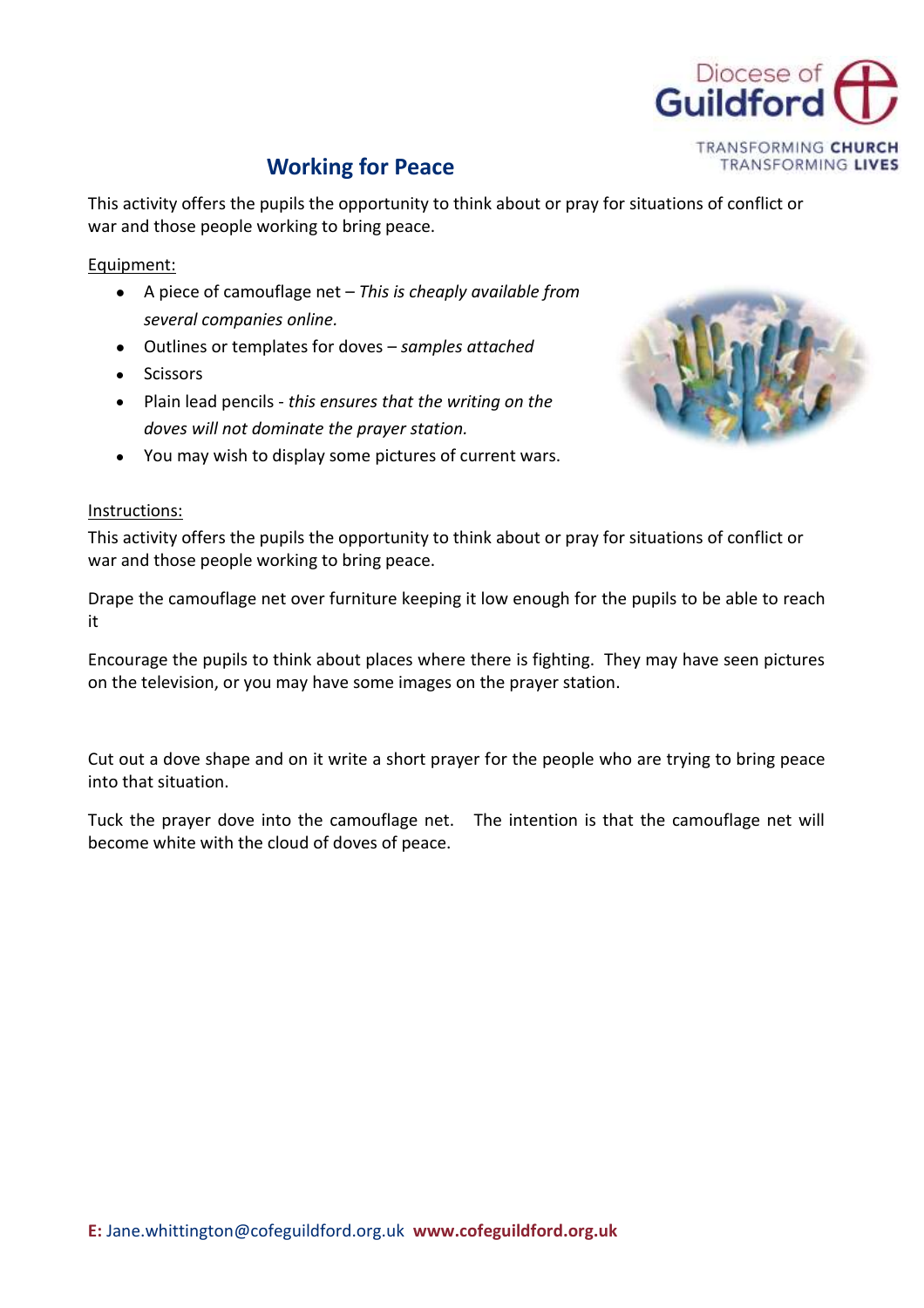# Working for Peace

This activity offers the pupils the opportunity to think about or pray for situations of conflict or war and those people working to bring peace.

Equipment:

- A piece of camouflage net – *This is cheaply available from several companies online.*
- Outlines or templates for doves – *samples attached*
- Scissors
- Plain lead pencils - *this ensures that the writing on the doves will not dominate the prayer station.*
- You may wish to display some pictures of current wars.

Instructions:

This activity offers the pupils the opportunity to think about or pray for situations of conflict or war and those people working to bring peace.

Drape the camouflage net over furniture keeping it low enough for the pupils to be able to reach it

Encourage the pupils to think about places where there is fighting. They may have seen pictures on the television, or you may have some images on the prayer station.

Cut out a dove shape and on it write a short prayer for the people who are trying to bring peace into that situation.

Tuck the prayer dove into the camouflage net. The intention is that the camouflage net will become white with the cloud of doves of peace.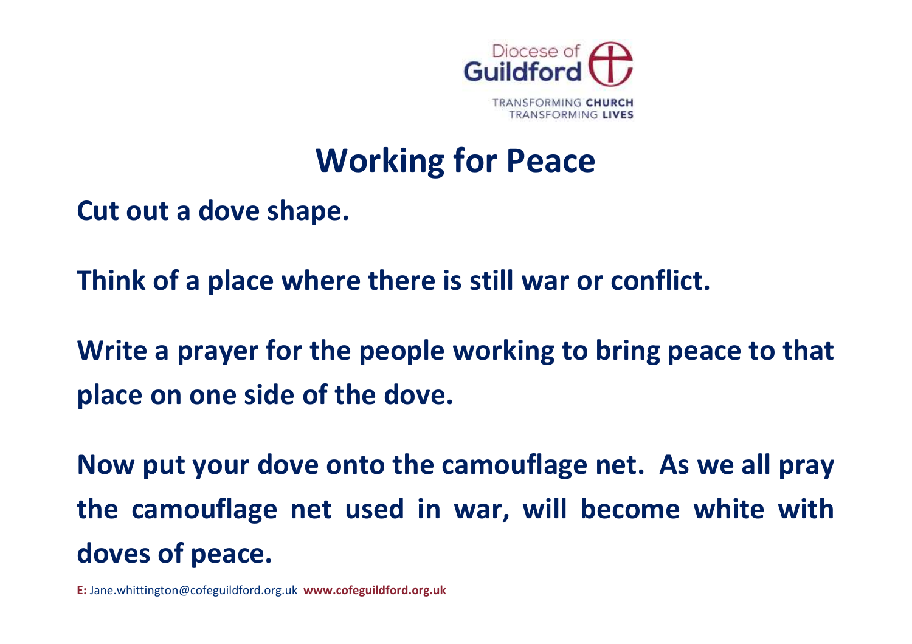Diocese of Guildford

TRANSFORMING CHURCH
TRANSFORMING LIVES

# Working for Peace

**Cut out a dove shape.**

**Think of a place where there is still war or conflict.**

**Write a prayer for the people working to bring peace to that place on one side of the dove.**

**Now put your dove onto the camouflage net. As we all pray the camouflage net used in war, will become white with doves of peace.**

**E:** Jane.whittington@cofeguildford.org.uk **www.cofeguildford.org.uk**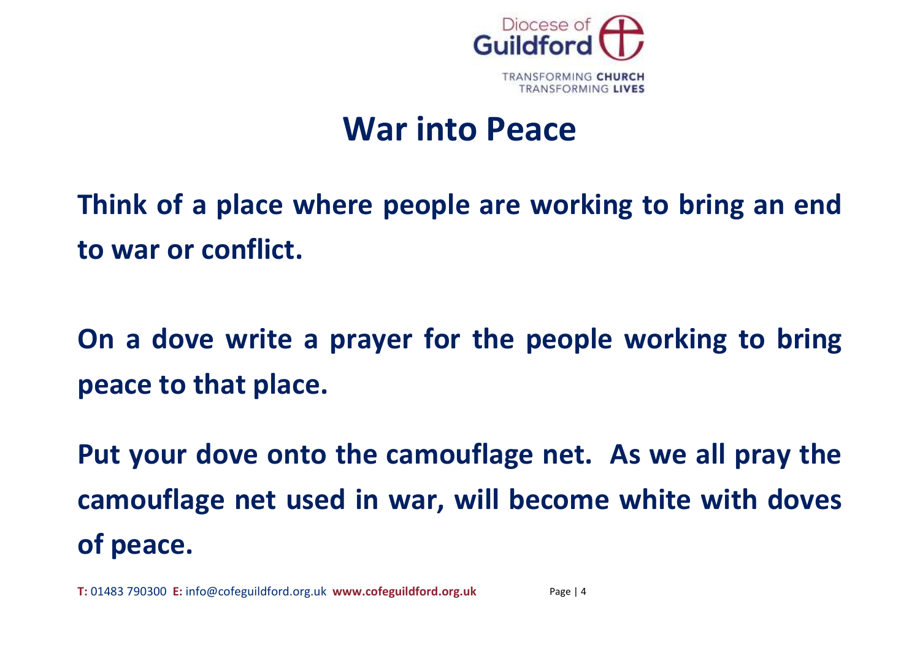# War into Peace

**Think of a place where people are working to bring an end to war or conflict.**

**On a dove write a prayer for the people working to bring peace to that place.**

**Put your dove onto the camouflage net. As we all pray the camouflage net used in war, will become white with doves of peace.**